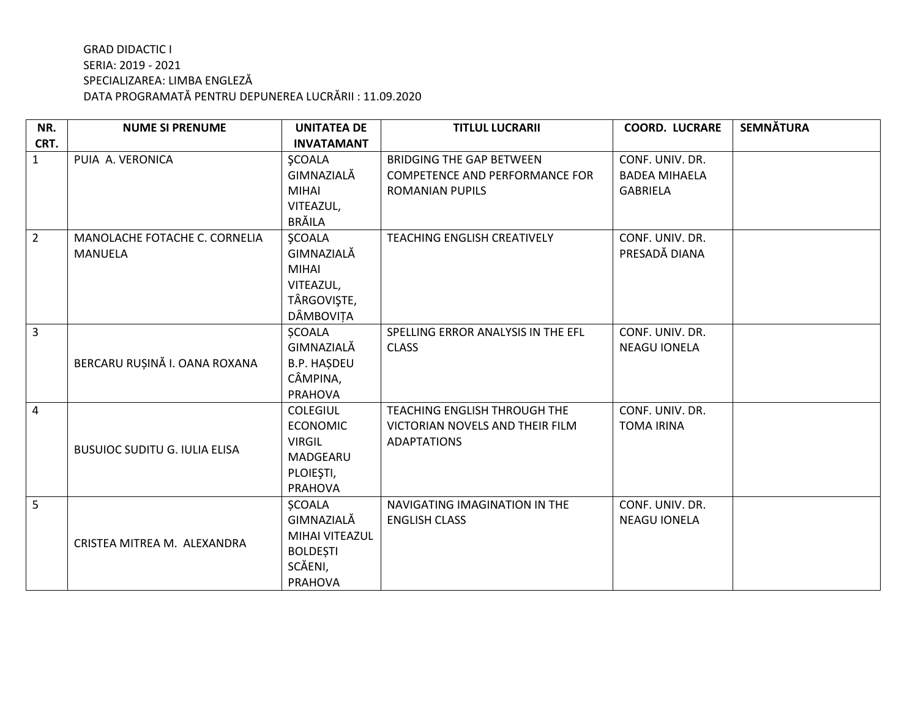GRAD DIDACTIC I
SERIA: 2019 - 2021
SPECIALIZAREA: LIMBA ENGLEZĂ
DATA PROGRAMATĂ PENTRU DEPUNEREA LUCRĂRII : 11.09.2020

| NR. CRT. | NUME SI PRENUME | UNITATEA DE INVATAMANT | TITLUL LUCRARII | COORD. LUCRARE | SEMNĂTURA |
|---|---|---|---|---|---|
| 1 | PUIA A. VERONICA | ŞCOALA GIMNAZIALĂ MIHAI VITEAZUL, BRĂILA | BRIDGING THE GAP BETWEEN COMPETENCE AND PERFORMANCE FOR ROMANIAN PUPILS | CONF. UNIV. DR. BADEA MIHAELA GABRIELA | |
| 2 | MANOLACHE FOTACHE C. CORNELIA MANUELA | ŞCOALA GIMNAZIALĂ MIHAI VITEAZUL, TÂRGOVIŞTE, DÂMBOVIȚA | TEACHING ENGLISH CREATIVELY | CONF. UNIV. DR. PRESADĂ DIANA | |
| 3 | BERCARU RUȘINĂ I. OANA ROXANA | ȘCOALA GIMNAZIALĂ B.P. HAȘDEU CÂMPINA, PRAHOVA | SPELLING ERROR ANALYSIS IN THE EFL CLASS | CONF. UNIV. DR. NEAGU IONELA | |
| 4 | BUSUIOC SUDITU G. IULIA ELISA | COLEGIUL ECONOMIC VIRGIL MADGEARU PLOIEŞTI, PRAHOVA | TEACHING ENGLISH THROUGH THE VICTORIAN NOVELS AND THEIR FILM ADAPTATIONS | CONF. UNIV. DR. TOMA IRINA | |
| 5 | CRISTEA MITREA M. ALEXANDRA | ȘCOALA GIMNAZIALĂ MIHAI VITEAZUL BOLDEȘTI SCĂENI, PRAHOVA | NAVIGATING IMAGINATION IN THE ENGLISH CLASS | CONF. UNIV. DR. NEAGU IONELA | |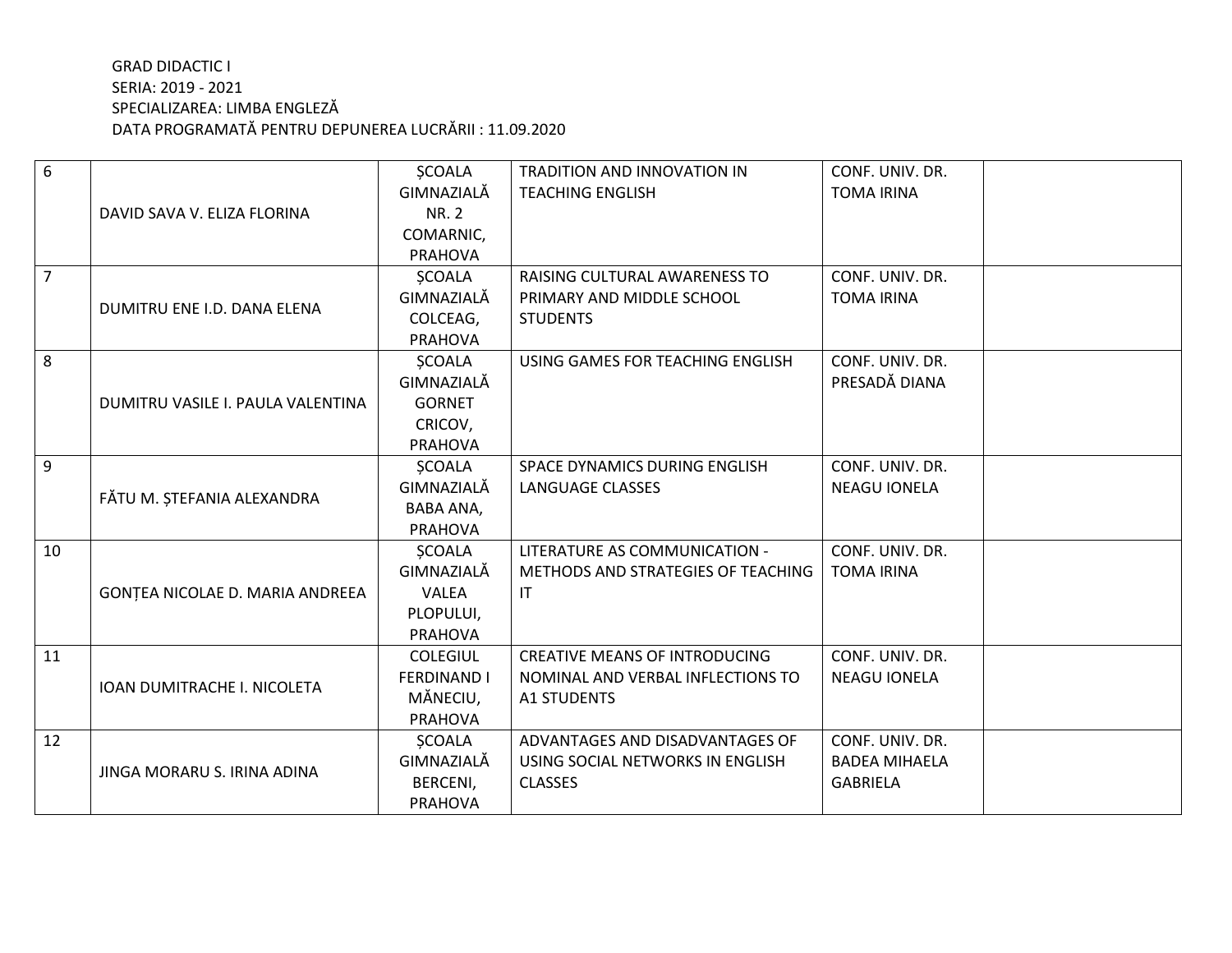GRAD DIDACTIC I
SERIA: 2019 - 2021
SPECIALIZAREA: LIMBA ENGLEZĂ
DATA PROGRAMATĂ PENTRU DEPUNEREA LUCRĂRII : 11.09.2020

| | | | | | |
|---|---|---|---|---|---|
| 6 | DAVID SAVA V. ELIZA FLORINA | ȘCOALA GIMNAZIALĂ NR. 2 COMARNIC, PRAHOVA | TRADITION AND INNOVATION IN TEACHING ENGLISH | CONF. UNIV. DR. TOMA IRINA | |
| 7 | DUMITRU ENE I.D. DANA ELENA | ȘCOALA GIMNAZIALĂ COLCEAG, PRAHOVA | RAISING CULTURAL AWARENESS TO PRIMARY AND MIDDLE SCHOOL STUDENTS | CONF. UNIV. DR. TOMA IRINA | |
| 8 | DUMITRU VASILE I. PAULA VALENTINA | ȘCOALA GIMNAZIALĂ GORNET CRICOV, PRAHOVA | USING GAMES FOR TEACHING ENGLISH | CONF. UNIV. DR. PRESADĂ DIANA | |
| 9 | FĂTU M. ȘTEFANIA ALEXANDRA | ȘCOALA GIMNAZIALĂ BABA ANA, PRAHOVA | SPACE DYNAMICS DURING ENGLISH LANGUAGE CLASSES | CONF. UNIV. DR. NEAGU IONELA | |
| 10 | GONȚEA NICOLAE D. MARIA ANDREEA | ȘCOALA GIMNAZIALĂ VALEA PLOPULUI, PRAHOVA | LITERATURE AS COMMUNICATION - METHODS AND STRATEGIES OF TEACHING IT | CONF. UNIV. DR. TOMA IRINA | |
| 11 | IOAN DUMITRACHE I. NICOLETA | COLEGIUL FERDINAND I MĂNECIU, PRAHOVA | CREATIVE MEANS OF INTRODUCING NOMINAL AND VERBAL INFLECTIONS TO A1 STUDENTS | CONF. UNIV. DR. NEAGU IONELA | |
| 12 | JINGA MORARU S. IRINA ADINA | ȘCOALA GIMNAZIALĂ BERCENI, PRAHOVA | ADVANTAGES AND DISADVANTAGES OF USING SOCIAL NETWORKS IN ENGLISH CLASSES | CONF. UNIV. DR. BADEA MIHAELA GABRIELA | |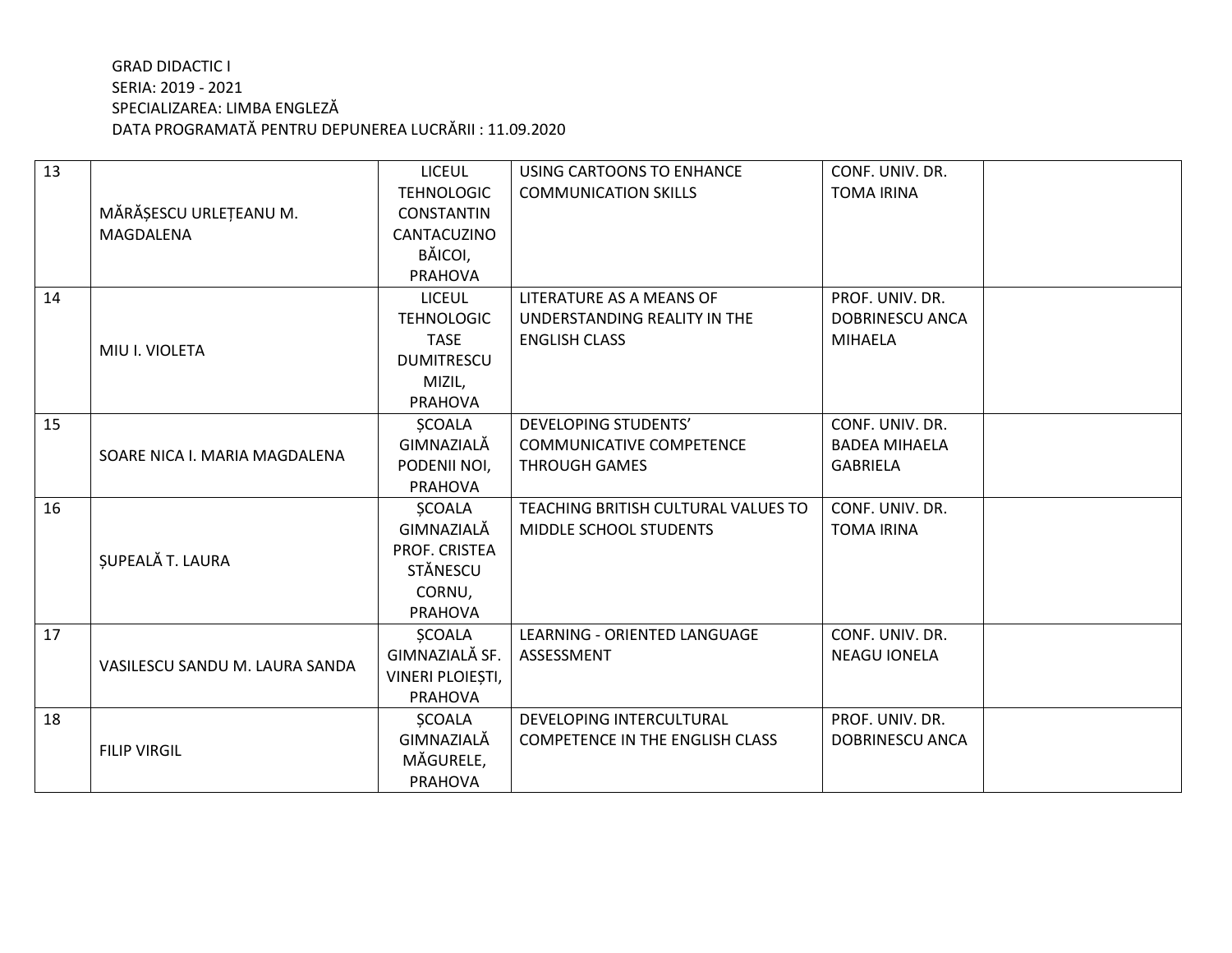GRAD DIDACTIC I
SERIA: 2019 - 2021
SPECIALIZAREA: LIMBA ENGLEZĂ
DATA PROGRAMATĂ PENTRU DEPUNEREA LUCRĂRII : 11.09.2020

| | | | | | |
|---|---|---|---|---|---|
| 13 | MĂRĂȘESCU URLEȚEANU M. MAGDALENA | LICEUL TEHNOLOGIC CONSTANTIN CANTACUZINO BĂICOI, PRAHOVA | USING CARTOONS TO ENHANCE COMMUNICATION SKILLS | CONF. UNIV. DR. TOMA IRINA | |
| 14 | MIU I. VIOLETA | LICEUL TEHNOLOGIC TASE DUMITRESCU MIZIL, PRAHOVA | LITERATURE AS A MEANS OF UNDERSTANDING REALITY IN THE ENGLISH CLASS | PROF. UNIV. DR. DOBRINESCU ANCA MIHAELA | |
| 15 | SOARE NICA I. MARIA MAGDALENA | ȘCOALA GIMNAZIALĂ PODENII NOI, PRAHOVA | DEVELOPING STUDENTS' COMMUNICATIVE COMPETENCE THROUGH GAMES | CONF. UNIV. DR. BADEA MIHAELA GABRIELA | |
| 16 | ȘUPEALĂ T. LAURA | ȘCOALA GIMNAZIALĂ PROF. CRISTEA STĂNESCU CORNU, PRAHOVA | TEACHING BRITISH CULTURAL VALUES TO MIDDLE SCHOOL STUDENTS | CONF. UNIV. DR. TOMA IRINA | |
| 17 | VASILESCU SANDU M. LAURA SANDA | ȘCOALA GIMNAZIALĂ SF. VINERI PLOIEȘTI, PRAHOVA | LEARNING - ORIENTED LANGUAGE ASSESSMENT | CONF. UNIV. DR. NEAGU IONELA | |
| 18 | FILIP VIRGIL | ȘCOALA GIMNAZIALĂ MĂGURELE, PRAHOVA | DEVELOPING INTERCULTURAL COMPETENCE IN THE ENGLISH CLASS | PROF. UNIV. DR. DOBRINESCU ANCA | |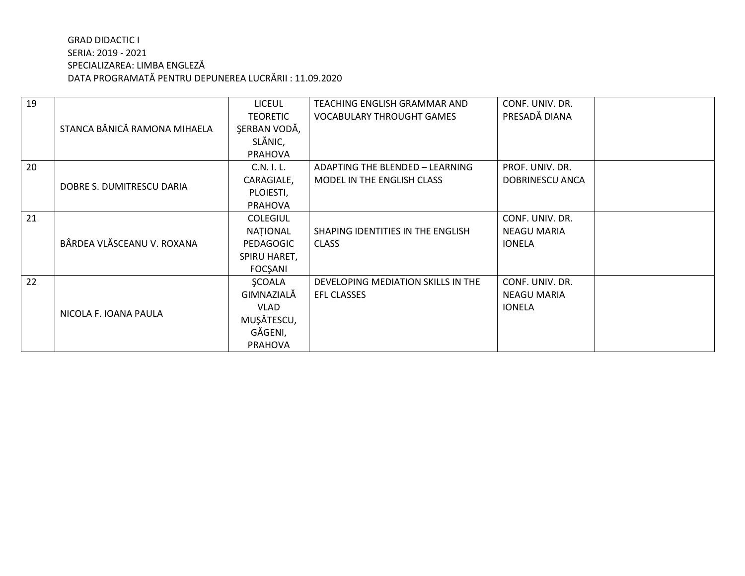GRAD DIDACTIC I
SERIA: 2019 - 2021
SPECIALIZAREA: LIMBA ENGLEZĂ
DATA PROGRAMATĂ PENTRU DEPUNEREA LUCRĂRII : 11.09.2020

| | | | | | |
|---|---|---|---|---|---|
| 19 | STANCA BĂNICĂ RAMONA MIHAELA | LICEUL TEORETIC ŞERBAN VODĂ, SLĂNIC, PRAHOVA | TEACHING ENGLISH GRAMMAR AND VOCABULARY THROUGHT GAMES | CONF. UNIV. DR. PRESADĂ DIANA | |
| 20 | DOBRE S. DUMITRESCU DARIA | C.N. I. L. CARAGIALE, PLOIESTI, PRAHOVA | ADAPTING THE BLENDED – LEARNING MODEL IN THE ENGLISH CLASS | PROF. UNIV. DR. DOBRINESCU ANCA | |
| 21 | BÂRDEA VLĂSCEANU V. ROXANA | COLEGIUL NAȚIONAL PEDAGOGIC SPIRU HARET, FOCŞANI | SHAPING IDENTITIES IN THE ENGLISH CLASS | CONF. UNIV. DR. NEAGU MARIA IONELA | |
| 22 | NICOLA F. IOANA PAULA | ŞCOALA GIMNAZIALĂ VLAD MUŞĂTESCU, GĂGENI, PRAHOVA | DEVELOPING MEDIATION SKILLS IN THE EFL CLASSES | CONF. UNIV. DR. NEAGU MARIA IONELA | |